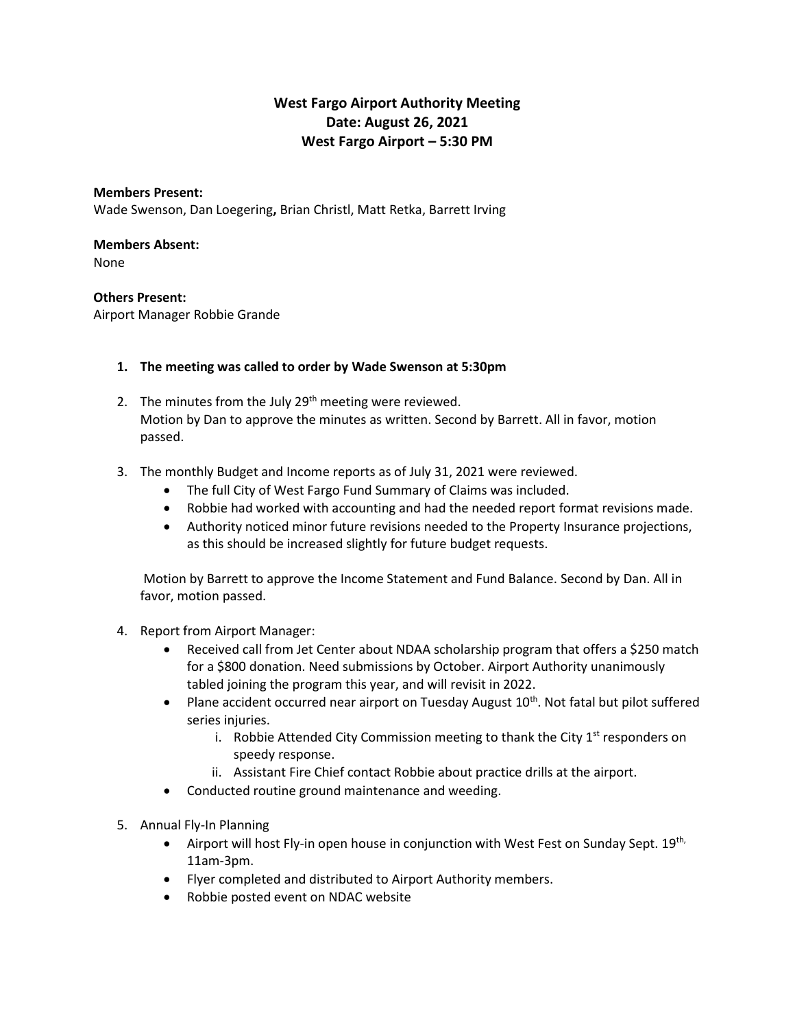# West Fargo Airport Authority Meeting
## Date: August 26, 2021
## West Fargo Airport – 5:30 PM

**Members Present:**
Wade Swenson, Dan Loegering**,** Brian Christl, Matt Retka, Barrett Irving

**Members Absent:**
None

**Others Present:**
Airport Manager Robbie Grande

1. **The meeting was called to order by Wade Swenson at 5:30pm**
2. The minutes from the July 29th meeting were reviewed.
   Motion by Dan to approve the minutes as written. Second by Barrett. All in favor, motion passed.
3. The monthly Budget and Income reports as of July 31, 2021 were reviewed.
   - The full City of West Fargo Fund Summary of Claims was included.
   - Robbie had worked with accounting and had the needed report format revisions made.
   - Authority noticed minor future revisions needed to the Property Insurance projections, as this should be increased slightly for future budget requests.

   Motion by Barrett to approve the Income Statement and Fund Balance. Second by Dan. All in favor, motion passed.
4. Report from Airport Manager:
   - Received call from Jet Center about NDAA scholarship program that offers a $250 match for a $800 donation. Need submissions by October. Airport Authority unanimously tabled joining the program this year, and will revisit in 2022.
   - Plane accident occurred near airport on Tuesday August 10th. Not fatal but pilot suffered series injuries.
     1. Robbie Attended City Commission meeting to thank the City 1st responders on speedy response.
     2. Assistant Fire Chief contact Robbie about practice drills at the airport.
   - Conducted routine ground maintenance and weeding.
5. Annual Fly-In Planning
   - Airport will host Fly-in open house in conjunction with West Fest on Sunday Sept. 19th, 11am-3pm.
   - Flyer completed and distributed to Airport Authority members.
   - Robbie posted event on NDAC website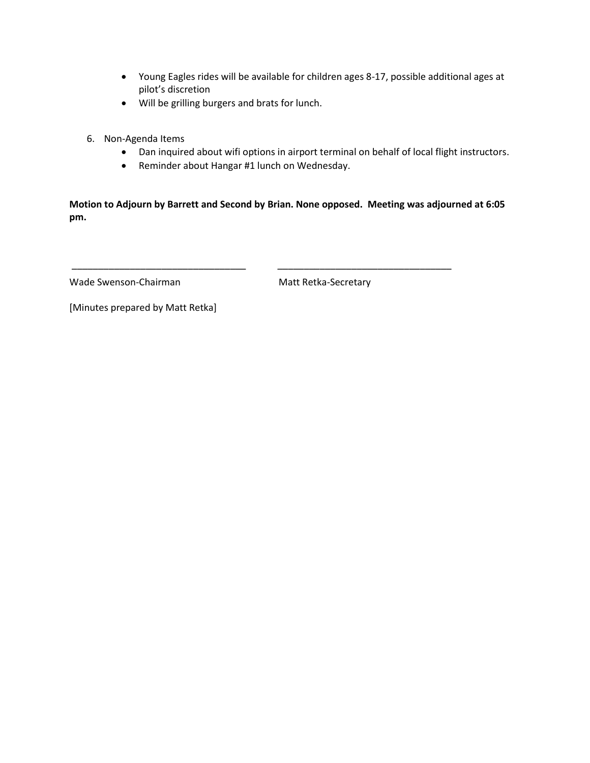- Young Eagles rides will be available for children ages 8-17, possible additional ages at pilot's discretion
- Will be grilling burgers and brats for lunch.

6. Non-Agenda Items
    - Dan inquired about wifi options in airport terminal on behalf of local flight instructors.
    - Reminder about Hangar #1 lunch on Wednesday.

**Motion to Adjourn by Barrett and Second by Brian. None opposed. Meeting was adjourned at 6:05 pm.**

_________________________________ _________________________________

Wade Swenson-Chairman Matt Retka-Secretary

[Minutes prepared by Matt Retka]